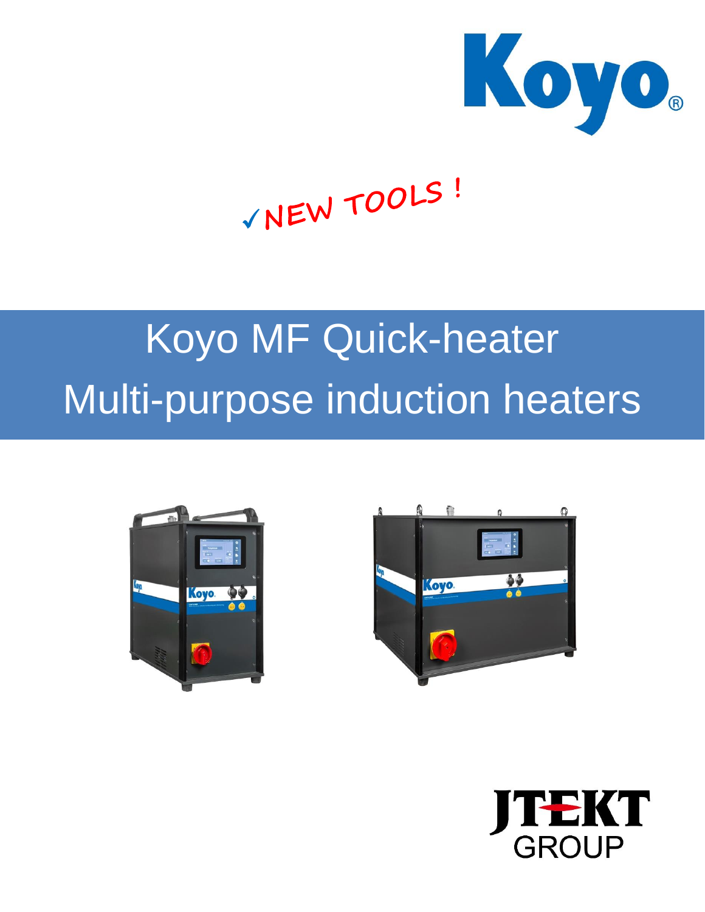Koyo®

✓NEW TOOLS !

# Koyo MF Quick-heater
# Multi-purpose induction heaters

JTEKT GROUP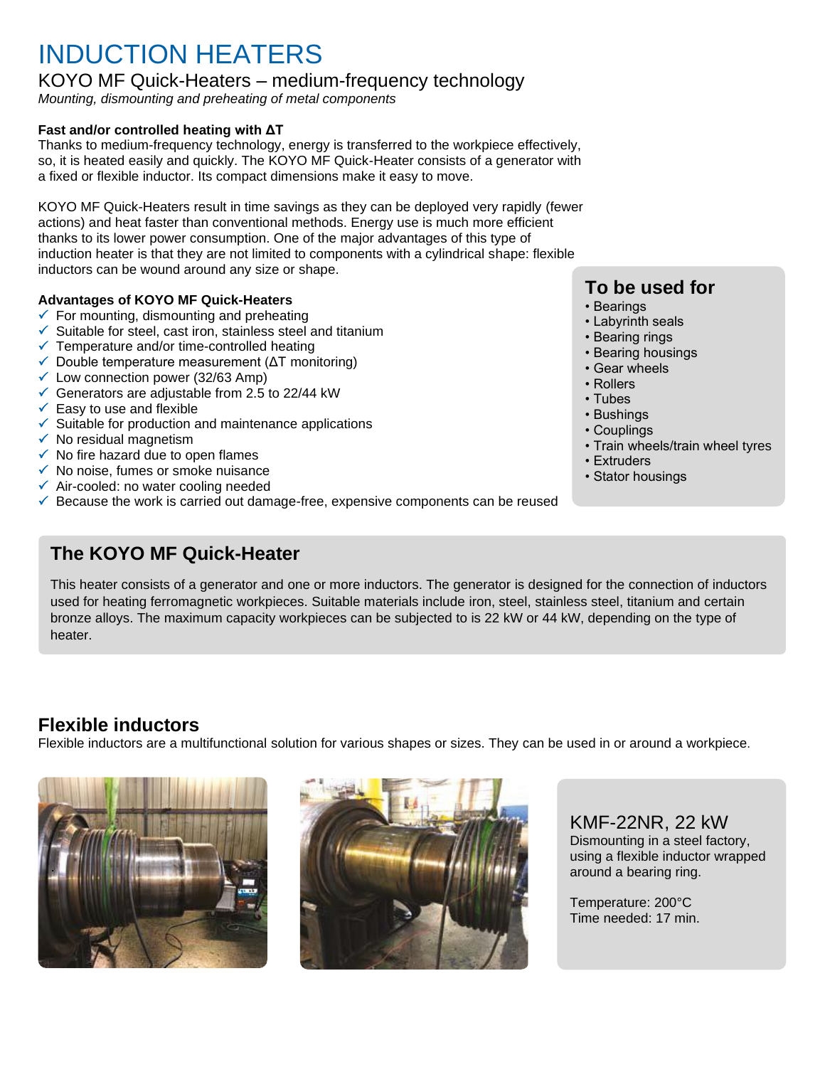# INDUCTION HEATERS

## KOYO MF Quick-Heaters – medium-frequency technology

*Mounting, dismounting and preheating of metal components*

**Fast and/or controlled heating with ΔT**

Thanks to medium-frequency technology, energy is transferred to the workpiece effectively, so, it is heated easily and quickly. The KOYO MF Quick-Heater consists of a generator with a fixed or flexible inductor. Its compact dimensions make it easy to move.

KOYO MF Quick-Heaters result in time savings as they can be deployed very rapidly (fewer actions) and heat faster than conventional methods. Energy use is much more efficient thanks to its lower power consumption. One of the major advantages of this type of induction heater is that they are not limited to components with a cylindrical shape: flexible inductors can be wound around any size or shape.

**Advantages of KOYO MF Quick-Heaters**

- ✓ For mounting, dismounting and preheating
- ✓ Suitable for steel, cast iron, stainless steel and titanium
- ✓ Temperature and/or time-controlled heating
- ✓ Double temperature measurement (ΔT monitoring)
- ✓ Low connection power (32/63 Amp)
- ✓ Generators are adjustable from 2.5 to 22/44 kW
- ✓ Easy to use and flexible
- ✓ Suitable for production and maintenance applications
- ✓ No residual magnetism
- ✓ No fire hazard due to open flames
- ✓ No noise, fumes or smoke nuisance
- ✓ Air-cooled: no water cooling needed
- ✓ Because the work is carried out damage-free, expensive components can be reused

### To be used for

- Bearings
- Labyrinth seals
- Bearing rings
- Bearing housings
- Gear wheels
- Rollers
- Tubes
- Bushings
- Couplings
- Train wheels/train wheel tyres
- Extruders
- Stator housings

### The KOYO MF Quick-Heater

This heater consists of a generator and one or more inductors. The generator is designed for the connection of inductors used for heating ferromagnetic workpieces. Suitable materials include iron, steel, stainless steel, titanium and certain bronze alloys. The maximum capacity workpieces can be subjected to is 22 kW or 44 kW, depending on the type of heater.

### Flexible inductors

Flexible inductors are a multifunctional solution for various shapes or sizes. They can be used in or around a workpiece.

KMF-22NR, 22 kW

Dismounting in a steel factory, using a flexible inductor wrapped around a bearing ring.

Temperature: 200°C

Time needed: 17 min.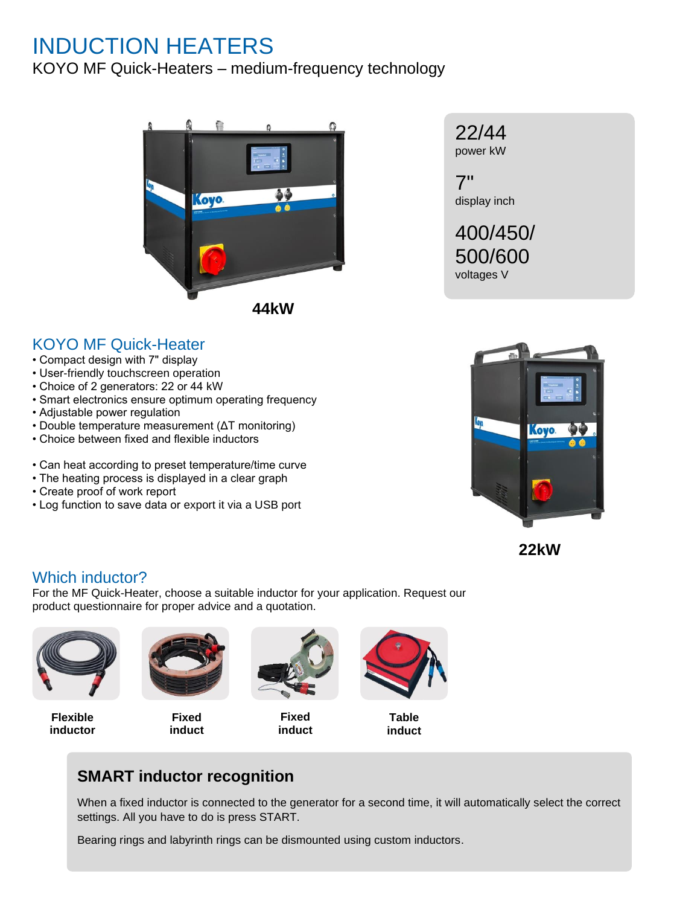# INDUCTION HEATERS

KOYO MF Quick-Heaters – medium-frequency technology

**44kW**

22/44
power kW

7"
display inch

400/450/
500/600
voltages V

## KOYO MF Quick-Heater

- Compact design with 7" display
- User-friendly touchscreen operation
- Choice of 2 generators: 22 or 44 kW
- Smart electronics ensure optimum operating frequency
- Adjustable power regulation
- Double temperature measurement (ΔT monitoring)
- Choice between fixed and flexible inductors

- Can heat according to preset temperature/time curve
- The heating process is displayed in a clear graph
- Create proof of work report
- Log function to save data or export it via a USB port

**22kW**

## Which inductor?

For the MF Quick-Heater, choose a suitable inductor for your application. Request our product questionnaire for proper advice and a quotation.

**Flexible inductor**

**Fixed induct**

**Fixed induct**

**Table induct**

### SMART inductor recognition

When a fixed inductor is connected to the generator for a second time, it will automatically select the correct settings. All you have to do is press START.

Bearing rings and labyrinth rings can be dismounted using custom inductors.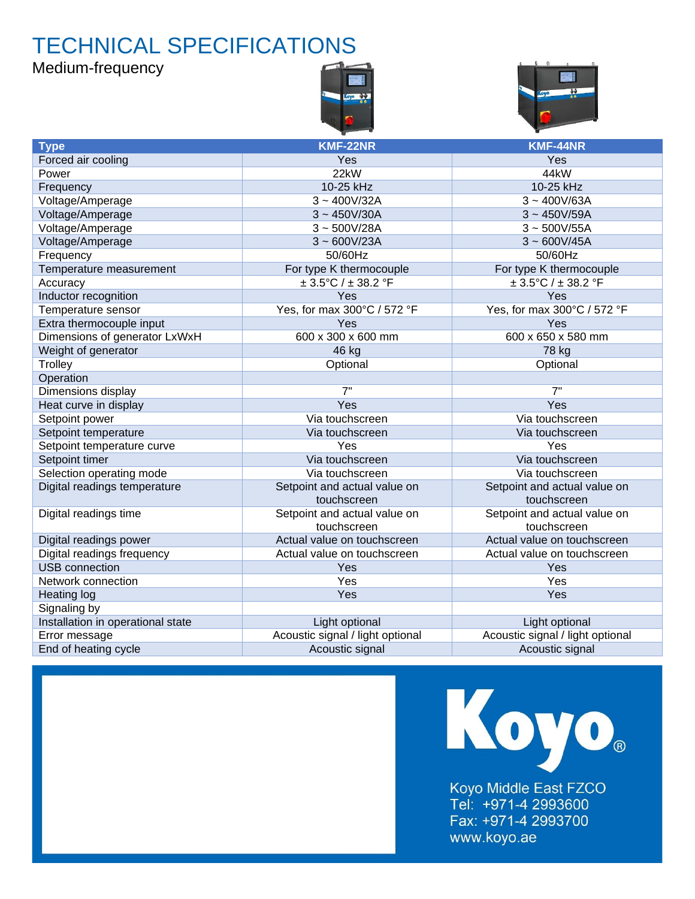# TECHNICAL SPECIFICATIONS

## Medium-frequency

| Type | KMF-22NR | KMF-44NR |
|---|---|---|
| Forced air cooling | Yes | Yes |
| Power | 22kW | 44kW |
| Frequency | 10-25 kHz | 10-25 kHz |
| Voltage/Amperage | 3 ~ 400V/32A | 3 ~ 400V/63A |
| Voltage/Amperage | 3 ~ 450V/30A | 3 ~ 450V/59A |
| Voltage/Amperage | 3 ~ 500V/28A | 3 ~ 500V/55A |
| Voltage/Amperage | 3 ~ 600V/23A | 3 ~ 600V/45A |
| Frequency | 50/60Hz | 50/60Hz |
| Temperature measurement | For type K thermocouple | For type K thermocouple |
| Accuracy | ± 3.5°C / ± 38.2 °F | ± 3.5°C / ± 38.2 °F |
| Inductor recognition | Yes | Yes |
| Temperature sensor | Yes, for max 300°C / 572 °F | Yes, for max 300°C / 572 °F |
| Extra thermocouple input | Yes | Yes |
| Dimensions of generator LxWxH | 600 x 300 x 600 mm | 600 x 650 x 580 mm |
| Weight of generator | 46 kg | 78 kg |
| Trolley | Optional | Optional |
| Operation | | |
| Dimensions display | 7" | 7" |
| Heat curve in display | Yes | Yes |
| Setpoint power | Via touchscreen | Via touchscreen |
| Setpoint temperature | Via touchscreen | Via touchscreen |
| Setpoint temperature curve | Yes | Yes |
| Setpoint timer | Via touchscreen | Via touchscreen |
| Selection operating mode | Via touchscreen | Via touchscreen |
| Digital readings temperature | Setpoint and actual value on touchscreen | Setpoint and actual value on touchscreen |
| Digital readings time | Setpoint and actual value on touchscreen | Setpoint and actual value on touchscreen |
| Digital readings power | Actual value on touchscreen | Actual value on touchscreen |
| Digital readings frequency | Actual value on touchscreen | Actual value on touchscreen |
| USB connection | Yes | Yes |
| Network connection | Yes | Yes |
| Heating log | Yes | Yes |
| Signaling by | | |
| Installation in operational state | Light optional | Light optional |
| Error message | Acoustic signal / light optional | Acoustic signal / light optional |
| End of heating cycle | Acoustic signal | Acoustic signal |

Koyo®

Koyo Middle East FZCO
Tel: +971-4 2993600
Fax: +971-4 2993700
www.koyo.ae